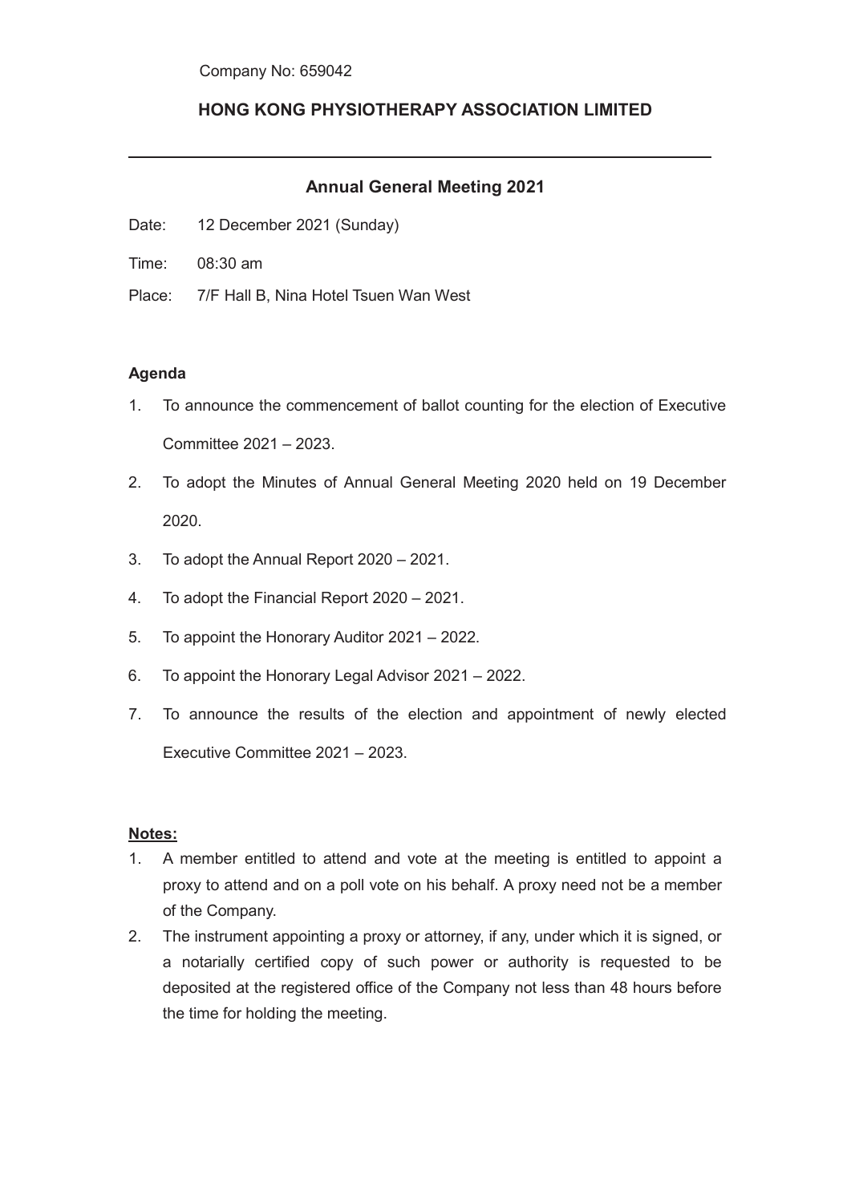Company No: 659042

# HONG KONG PHYSIOTHERAPY ASSOCIATION LIMITED

---

## Annual General Meeting 2021

Date: 12 December 2021 (Sunday)

Time: 08:30 am

Place: 7/F Hall B, Nina Hotel Tsuen Wan West

**Agenda**

1. To announce the commencement of ballot counting for the election of Executive Committee 2021 – 2023.
2. To adopt the Minutes of Annual General Meeting 2020 held on 19 December 2020.
3. To adopt the Annual Report 2020 – 2021.
4. To adopt the Financial Report 2020 – 2021.
5. To appoint the Honorary Auditor 2021 – 2022.
6. To appoint the Honorary Legal Advisor 2021 – 2022.
7. To announce the results of the election and appointment of newly elected Executive Committee 2021 – 2023.

**Notes:**

1. A member entitled to attend and vote at the meeting is entitled to appoint a proxy to attend and on a poll vote on his behalf. A proxy need not be a member of the Company.
2. The instrument appointing a proxy or attorney, if any, under which it is signed, or a notarially certified copy of such power or authority is requested to be deposited at the registered office of the Company not less than 48 hours before the time for holding the meeting.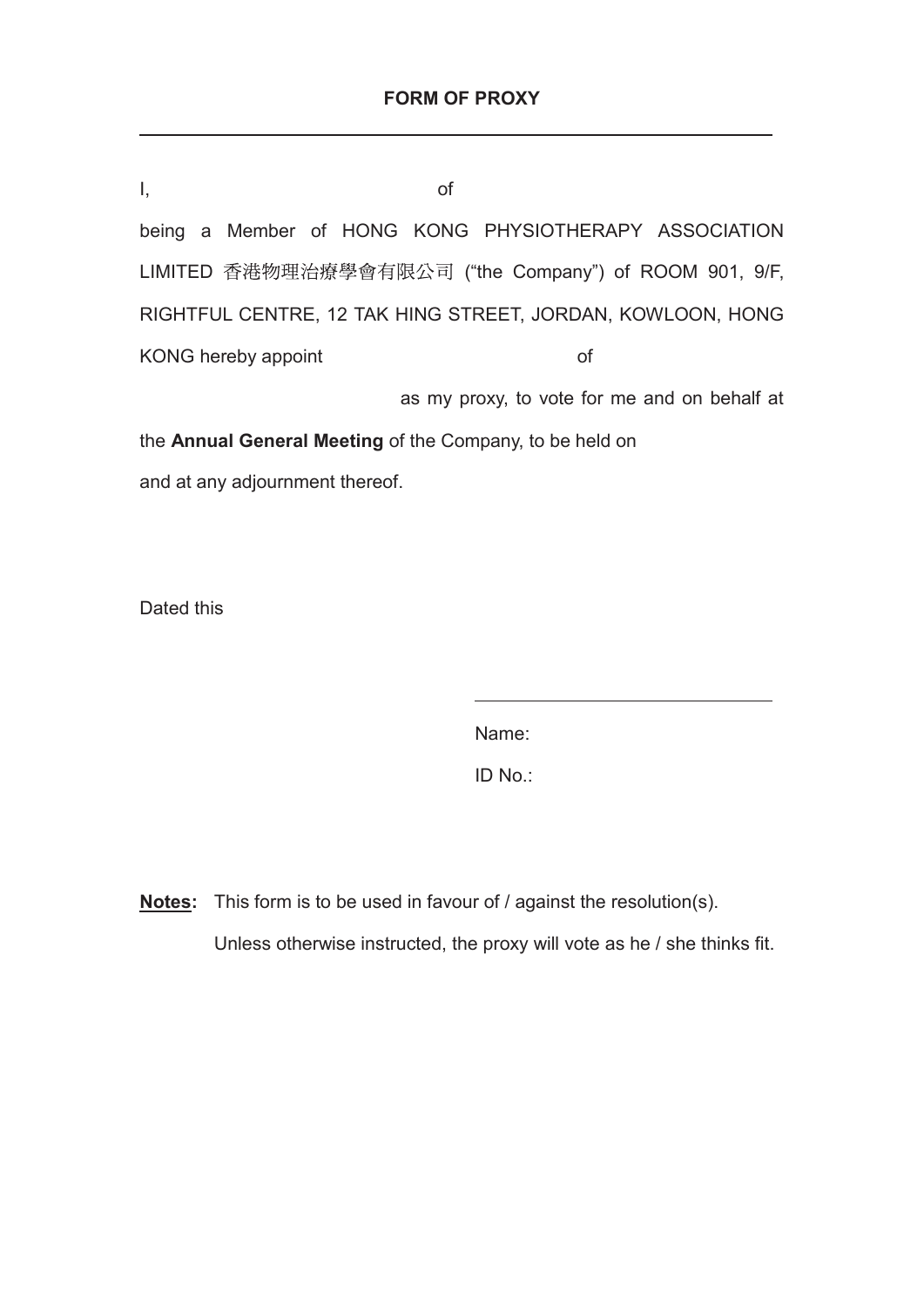**FORM OF PROXY**

---

I, of

being a Member of HONG KONG PHYSIOTHERAPY ASSOCIATION LIMITED 香港物理治療學會有限公司 ("the Company") of ROOM 901, 9/F, RIGHTFUL CENTRE, 12 TAK HING STREET, JORDAN, KOWLOON, HONG KONG hereby appoint of

as my proxy, to vote for me and on behalf at the **Annual General Meeting** of the Company, to be held on

and at any adjournment thereof.

Dated this

---

Name:

ID No.:

**Notes:** This form is to be used in favour of / against the resolution(s).

Unless otherwise instructed, the proxy will vote as he / she thinks fit.